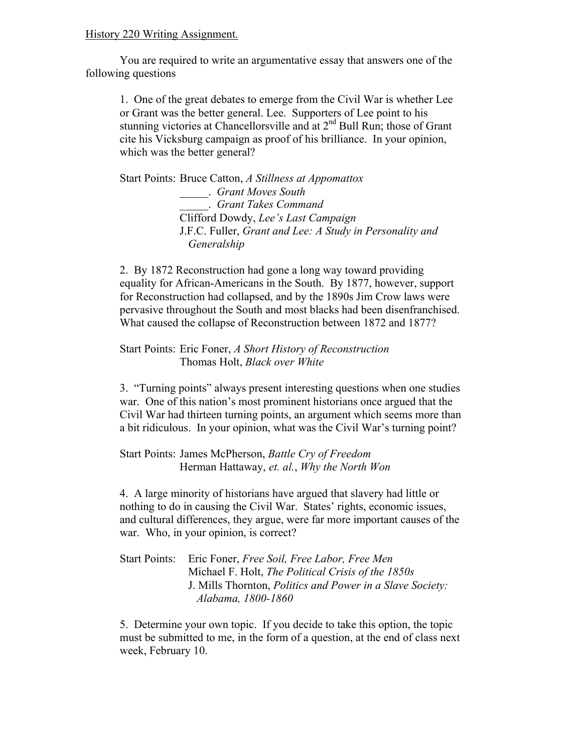History 220 Writing Assignment.

You are required to write an argumentative essay that answers one of the following questions

1. One of the great debates to emerge from the Civil War is whether Lee or Grant was the better general. Lee. Supporters of Lee point to his stunning victories at Chancellorsville and at 2nd Bull Run; those of Grant cite his Vicksburg campaign as proof of his brilliance. In your opinion, which was the better general?

   Start Points: Bruce Catton, *A Stillness at Appomattox*
   _____. *Grant Moves South*
   _____. *Grant Takes Command*
   Clifford Dowdy, *Lee's Last Campaign*
   J.F.C. Fuller, *Grant and Lee: A Study in Personality and Generalship*

2. By 1872 Reconstruction had gone a long way toward providing equality for African-Americans in the South. By 1877, however, support for Reconstruction had collapsed, and by the 1890s Jim Crow laws were pervasive throughout the South and most blacks had been disenfranchised. What caused the collapse of Reconstruction between 1872 and 1877?

   Start Points: Eric Foner, *A Short History of Reconstruction*
   Thomas Holt, *Black over White*

3. "Turning points" always present interesting questions when one studies war. One of this nation's most prominent historians once argued that the Civil War had thirteen turning points, an argument which seems more than a bit ridiculous. In your opinion, what was the Civil War's turning point?

   Start Points: James McPherson, *Battle Cry of Freedom*
   Herman Hattaway, *et. al.*, *Why the North Won*

4. A large minority of historians have argued that slavery had little or nothing to do in causing the Civil War. States' rights, economic issues, and cultural differences, they argue, were far more important causes of the war. Who, in your opinion, is correct?

   Start Points: Eric Foner, *Free Soil, Free Labor, Free Men*
   Michael F. Holt, *The Political Crisis of the 1850s*
   J. Mills Thornton, *Politics and Power in a Slave Society: Alabama, 1800-1860*

5. Determine your own topic. If you decide to take this option, the topic must be submitted to me, in the form of a question, at the end of class next week, February 10.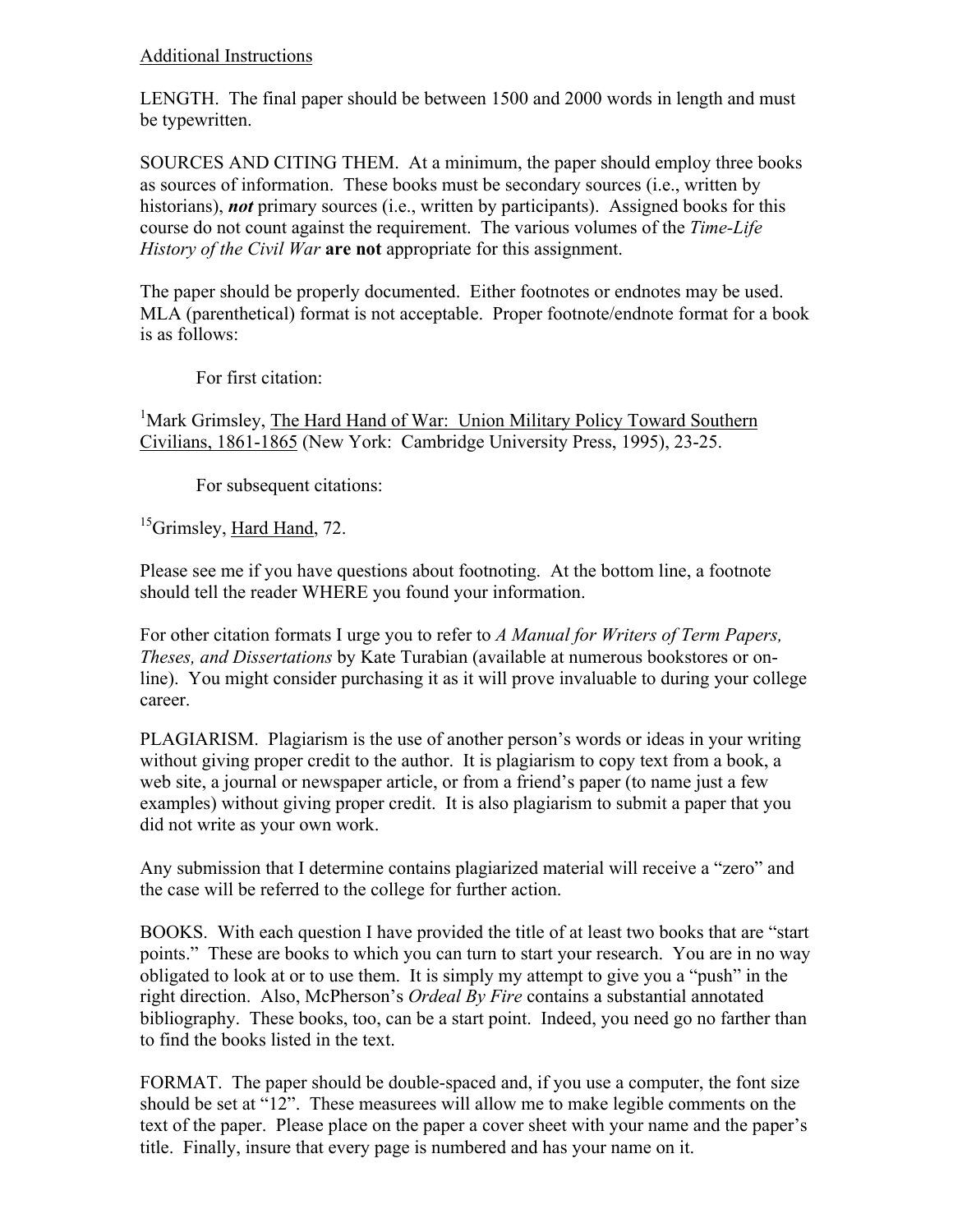Additional Instructions

LENGTH. The final paper should be between 1500 and 2000 words in length and must be typewritten.

SOURCES AND CITING THEM. At a minimum, the paper should employ three books as sources of information. These books must be secondary sources (i.e., written by historians), ***not*** primary sources (i.e., written by participants). Assigned books for this course do not count against the requirement. The various volumes of the *Time-Life History of the Civil War* **are not** appropriate for this assignment.

The paper should be properly documented. Either footnotes or endnotes may be used. MLA (parenthetical) format is not acceptable. Proper footnote/endnote format for a book is as follows:

For first citation:

[1]Mark Grimsley, The Hard Hand of War: Union Military Policy Toward Southern Civilians, 1861-1865 (New York: Cambridge University Press, 1995), 23-25.

For subsequent citations:

[15]Grimsley, Hard Hand, 72.

Please see me if you have questions about footnoting. At the bottom line, a footnote should tell the reader WHERE you found your information.

For other citation formats I urge you to refer to *A Manual for Writers of Term Papers, Theses, and Dissertations* by Kate Turabian (available at numerous bookstores or on-line). You might consider purchasing it as it will prove invaluable to during your college career.

PLAGIARISM. Plagiarism is the use of another person's words or ideas in your writing without giving proper credit to the author. It is plagiarism to copy text from a book, a web site, a journal or newspaper article, or from a friend's paper (to name just a few examples) without giving proper credit. It is also plagiarism to submit a paper that you did not write as your own work.

Any submission that I determine contains plagiarized material will receive a "zero" and the case will be referred to the college for further action.

BOOKS. With each question I have provided the title of at least two books that are "start points." These are books to which you can turn to start your research. You are in no way obligated to look at or to use them. It is simply my attempt to give you a "push" in the right direction. Also, McPherson's *Ordeal By Fire* contains a substantial annotated bibliography. These books, too, can be a start point. Indeed, you need go no farther than to find the books listed in the text.

FORMAT. The paper should be double-spaced and, if you use a computer, the font size should be set at "12". These measurees will allow me to make legible comments on the text of the paper. Please place on the paper a cover sheet with your name and the paper's title. Finally, insure that every page is numbered and has your name on it.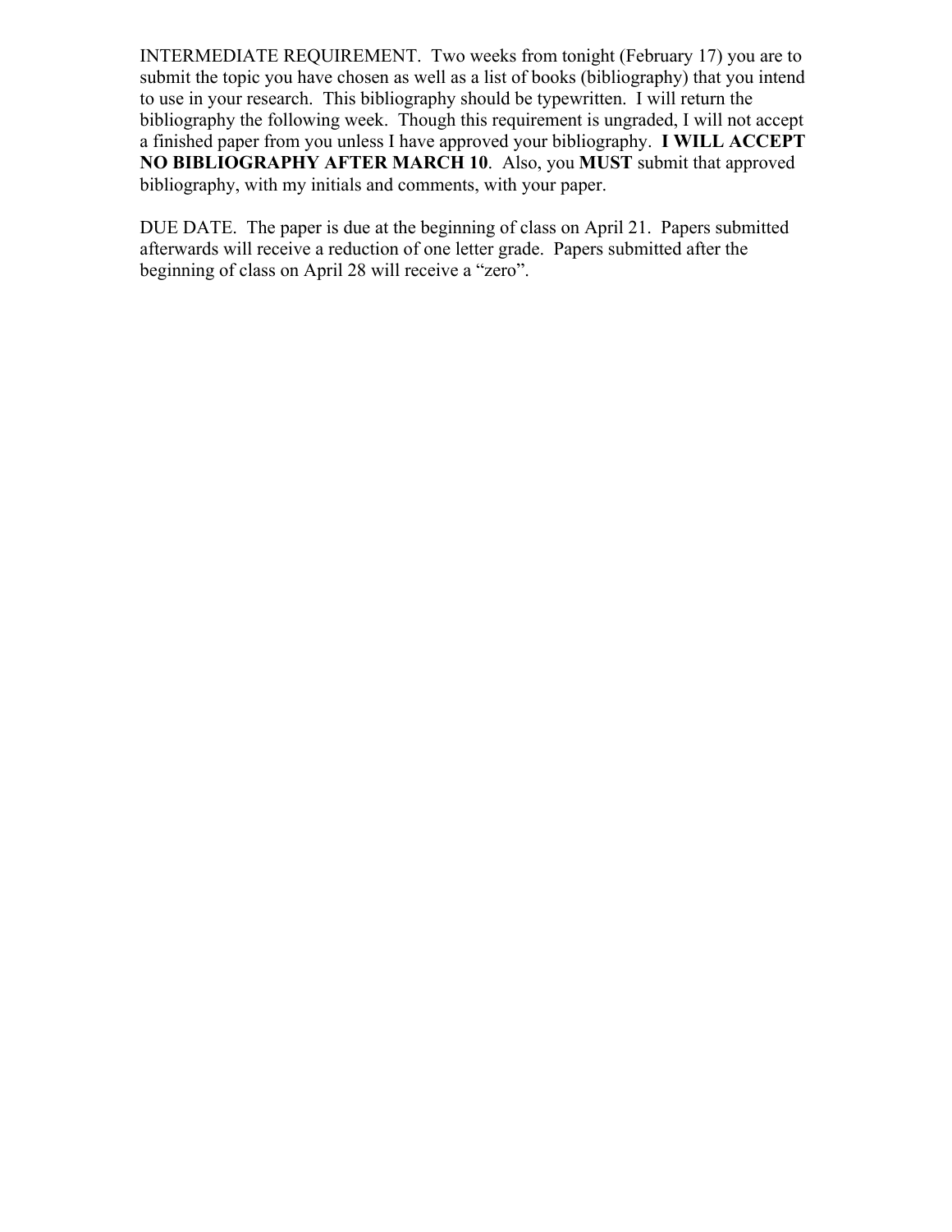INTERMEDIATE REQUIREMENT. Two weeks from tonight (February 17) you are to submit the topic you have chosen as well as a list of books (bibliography) that you intend to use in your research. This bibliography should be typewritten. I will return the bibliography the following week. Though this requirement is ungraded, I will not accept a finished paper from you unless I have approved your bibliography. **I WILL ACCEPT NO BIBLIOGRAPHY AFTER MARCH 10**. Also, you **MUST** submit that approved bibliography, with my initials and comments, with your paper.

DUE DATE. The paper is due at the beginning of class on April 21. Papers submitted afterwards will receive a reduction of one letter grade. Papers submitted after the beginning of class on April 28 will receive a "zero".